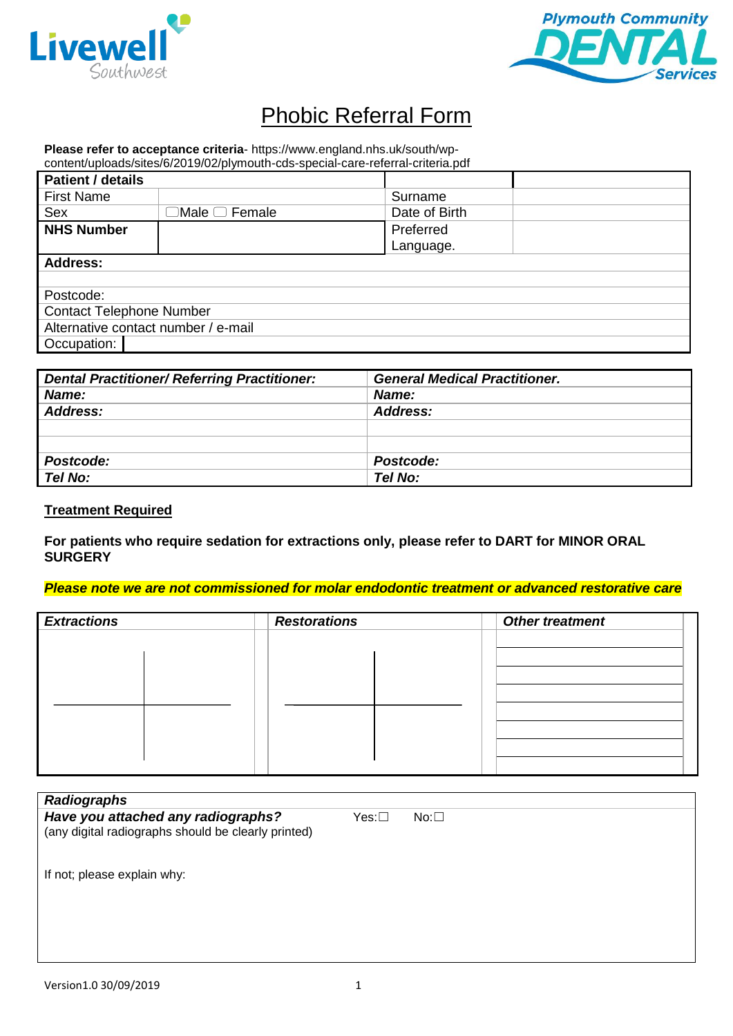Livewell Southwest

Plymouth Community DENTAL Services

# Phobic Referral Form

**Please refer to acceptance criteria**- https://www.england.nhs.uk/south/wp-content/uploads/sites/6/2019/02/plymouth-cds-special-care-referral-criteria.pdf

| **Patient / details** | | | |
|---|---|---|---|
| First Name | | Surname | |
| Sex | ☐Male ☐ Female | Date of Birth | |
| **NHS Number** | | Preferred Language. | |
| **Address:** | | | |
| | | | |
| Postcode: | | | |
| Contact Telephone Number | | | |
| Alternative contact number / e-mail | | | |
| Occupation: | | | |

| ***Dental Practitioner/ Referring Practitioner:*** | ***General Medical Practitioner.*** |
|---|---|
| ***Name:*** | ***Name:*** |
| ***Address:*** | ***Address:*** |
| | |
| | |
| ***Postcode:*** | ***Postcode:*** |
| ***Tel No:*** | ***Tel No:*** |

**Treatment Required**

**For patients who require sedation for extractions only, please refer to DART for MINOR ORAL SURGERY**

***Please note we are not commissioned for molar endodontic treatment or advanced restorative care***

| ***Extractions*** | ***Restorations*** | ***Other treatment*** |
|---|---|---|
| | | |

| ***Radiographs*** |
|---|
| ***Have you attached any radiographs?*** Yes:☐ No:☐<br>(any digital radiographs should be clearly printed)<br><br>If not; please explain why: |

Version1.0 30/09/2019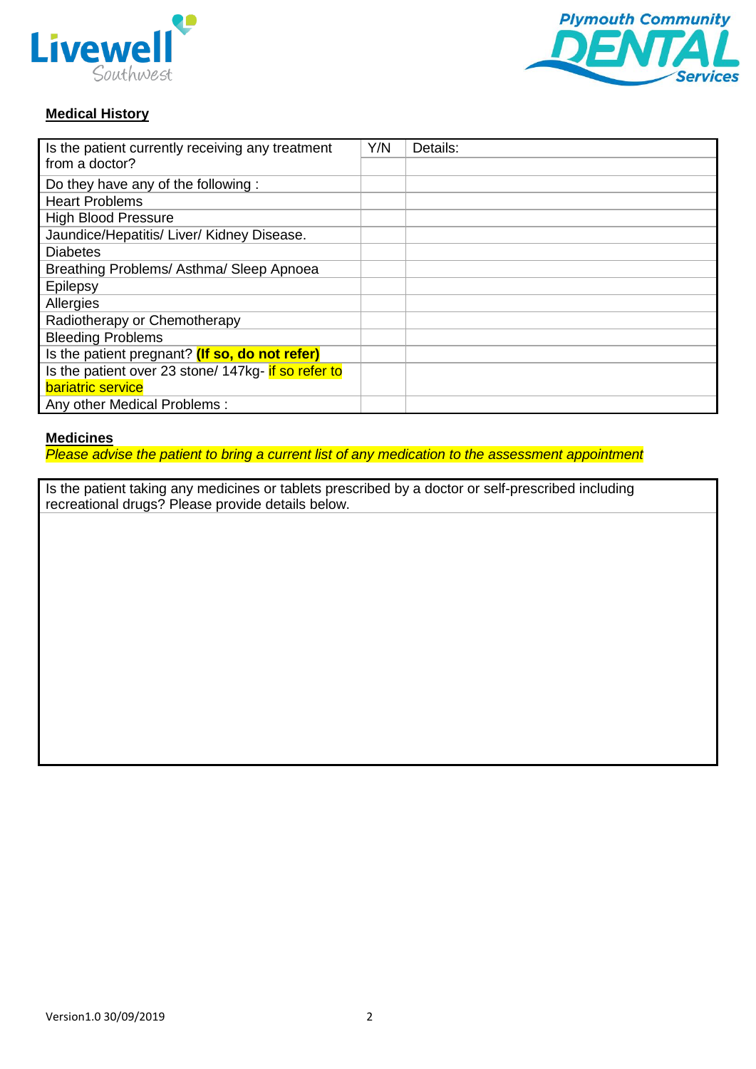## **Medical History**

| Is the patient currently receiving any treatment from a doctor? | Y/N | Details: |
|---|---|---|
| Do they have any of the following : | | |
| Heart Problems | | |
| High Blood Pressure | | |
| Jaundice/Hepatitis/ Liver/ Kidney Disease. | | |
| Diabetes | | |
| Breathing Problems/ Asthma/ Sleep Apnoea | | |
| Epilepsy | | |
| Allergies | | |
| Radiotherapy or Chemotherapy | | |
| Bleeding Problems | | |
| Is the patient pregnant? **(If so, do not refer)** | | |
| Is the patient over 23 stone/ 147kg- if so refer to bariatric service | | |
| Any other Medical Problems : | | |

## **Medicines**

*Please advise the patient to bring a current list of any medication to the assessment appointment*

| Is the patient taking any medicines or tablets prescribed by a doctor or self-prescribed including recreational drugs? Please provide details below. |
|---|
| |

Version1.0 30/09/2019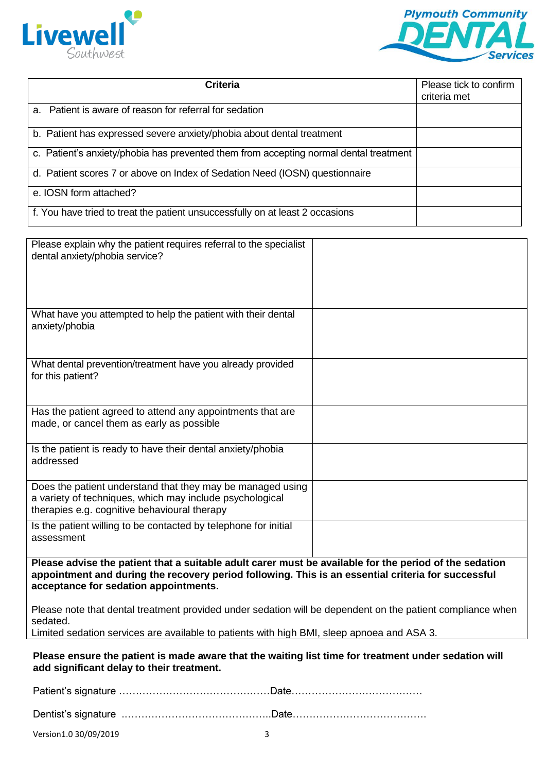| Criteria | Please tick to confirm criteria met |
|---|---|
| a. Patient is aware of reason for referral for sedation | |
| b. Patient has expressed severe anxiety/phobia about dental treatment | |
| c. Patient's anxiety/phobia has prevented them from accepting normal dental treatment | |
| d. Patient scores 7 or above on Index of Sedation Need (IOSN) questionnaire | |
| e. IOSN form attached? | |
| f. You have tried to treat the patient unsuccessfully on at least 2 occasions | |

| | |
|---|---|
| Please explain why the patient requires referral to the specialist dental anxiety/phobia service? | |
| What have you attempted to help the patient with their dental anxiety/phobia | |
| What dental prevention/treatment have you already provided for this patient? | |
| Has the patient agreed to attend any appointments that are made, or cancel them as early as possible | |
| Is the patient is ready to have their dental anxiety/phobia addressed | |
| Does the patient understand that they may be managed using a variety of techniques, which may include psychological therapies e.g. cognitive behavioural therapy | |
| Is the patient willing to be contacted by telephone for initial assessment | |

**Please advise the patient that a suitable adult carer must be available for the period of the sedation appointment and during the recovery period following. This is an essential criteria for successful acceptance for sedation appointments.**

Please note that dental treatment provided under sedation will be dependent on the patient compliance when sedated.
Limited sedation services are available to patients with high BMI, sleep apnoea and ASA 3.

**Please ensure the patient is made aware that the waiting list time for treatment under sedation will add significant delay to their treatment.**

Patient's signature ………………………………………Date…………………………………

Dentist's signature ……………………………………..Date…………………………………

Version1.0 30/09/2019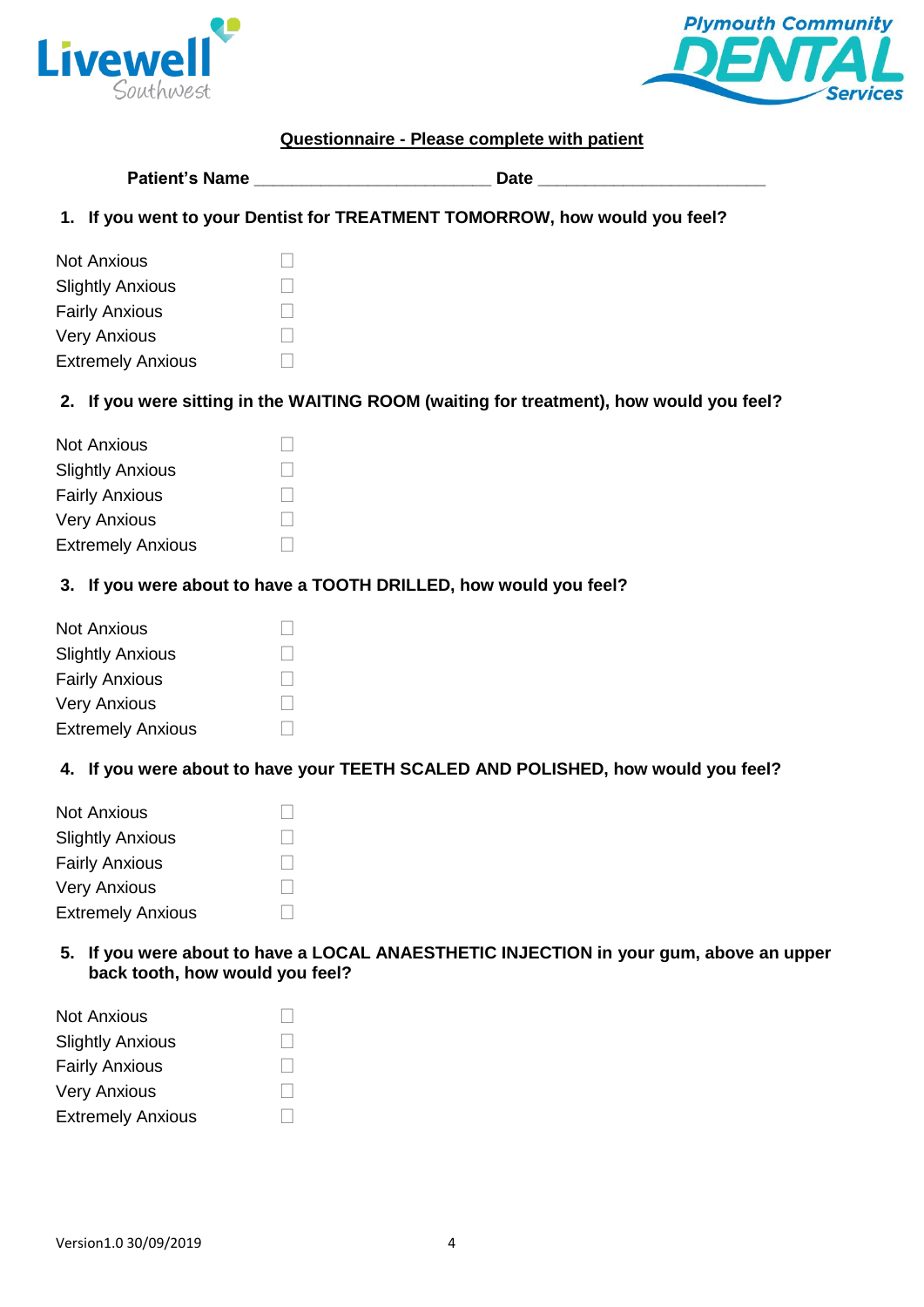**Questionnaire - Please complete with patient**

**Patient's Name** ________________________ **Date** ________________________

**1. If you went to your Dentist for TREATMENT TOMORROW, how would you feel?**

- Not Anxious ☐
- Slightly Anxious ☐
- Fairly Anxious ☐
- Very Anxious ☐
- Extremely Anxious ☐

**2. If you were sitting in the WAITING ROOM (waiting for treatment), how would you feel?**

- Not Anxious ☐
- Slightly Anxious ☐
- Fairly Anxious ☐
- Very Anxious ☐
- Extremely Anxious ☐

**3. If you were about to have a TOOTH DRILLED, how would you feel?**

- Not Anxious ☐
- Slightly Anxious ☐
- Fairly Anxious ☐
- Very Anxious ☐
- Extremely Anxious ☐

**4. If you were about to have your TEETH SCALED AND POLISHED, how would you feel?**

- Not Anxious ☐
- Slightly Anxious ☐
- Fairly Anxious ☐
- Very Anxious ☐
- Extremely Anxious ☐

**5. If you were about to have a LOCAL ANAESTHETIC INJECTION in your gum, above an upper back tooth, how would you feel?**

- Not Anxious ☐
- Slightly Anxious ☐
- Fairly Anxious ☐
- Very Anxious ☐
- Extremely Anxious ☐

Version1.0 30/09/2019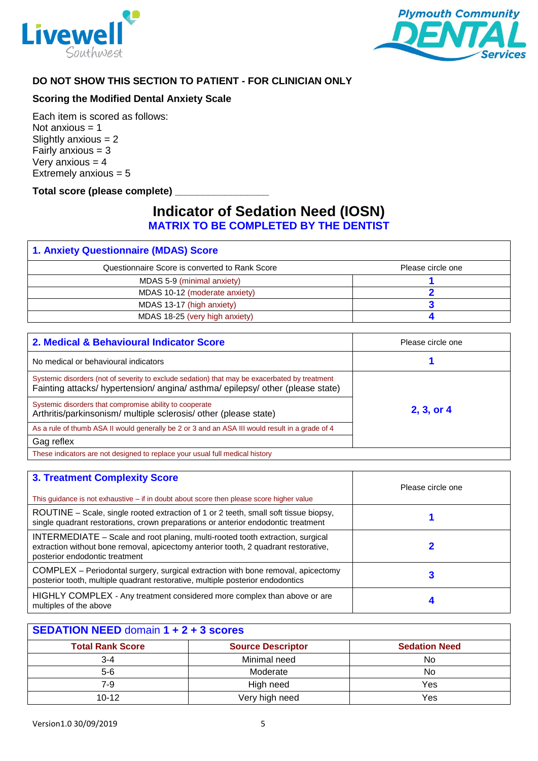**DO NOT SHOW THIS SECTION TO PATIENT - FOR CLINICIAN ONLY**

**Scoring the Modified Dental Anxiety Scale**

Each item is scored as follows:
Not anxious = 1
Slightly anxious = 2
Fairly anxious = 3
Very anxious = 4
Extremely anxious = 5

**Total score (please complete)** ________________

# Indicator of Sedation Need (IOSN)

**MATRIX TO BE COMPLETED BY THE DENTIST**

| 1. Anxiety Questionnaire (MDAS) Score | |
|---|---|
| Questionnaire Score is converted to Rank Score | Please circle one |
| MDAS 5-9 (minimal anxiety) | **1** |
| MDAS 10-12 (moderate anxiety) | **2** |
| MDAS 13-17 (high anxiety) | **3** |
| MDAS 18-25 (very high anxiety) | **4** |

| 2. Medical & Behavioural Indicator Score | Please circle one |
|---|---|
| No medical or behavioural indicators | **1** |
| Systemic disorders (not of severity to exclude sedation) that may be exacerbated by treatment<br>Fainting attacks/ hypertension/ angina/ asthma/ epilepsy/ other (please state) | **2, 3, or 4** |
| Systemic disorders that compromise ability to cooperate<br>Arthritis/parkinsonism/ multiple sclerosis/ other (please state) | |
| As a rule of thumb ASA II would generally be 2 or 3 and an ASA III would result in a grade of 4 | |
| Gag reflex | |
| These indicators are not designed to replace your usual full medical history | |

| 3. Treatment Complexity Score<br>This guidance is not exhaustive – if in doubt about score then please score higher value | Please circle one |
|---|---|
| ROUTINE – Scale, single rooted extraction of 1 or 2 teeth, small soft tissue biopsy, single quadrant restorations, crown preparations or anterior endodontic treatment | **1** |
| INTERMEDIATE – Scale and root planing, multi-rooted tooth extraction, surgical extraction without bone removal, apicectomy anterior tooth, 2 quadrant restorative, posterior endodontic treatment | **2** |
| COMPLEX – Periodontal surgery, surgical extraction with bone removal, apicectomy posterior tooth, multiple quadrant restorative, multiple posterior endodontics | **3** |
| HIGHLY COMPLEX - Any treatment considered more complex than above or are multiples of the above | **4** |

**SEDATION NEED** domain **1 + 2 + 3 scores**

| Total Rank Score | Source Descriptor | Sedation Need |
|---|---|---|
| 3-4 | Minimal need | No |
| 5-6 | Moderate | No |
| 7-9 | High need | Yes |
| 10-12 | Very high need | Yes |

Version1.0 30/09/2019